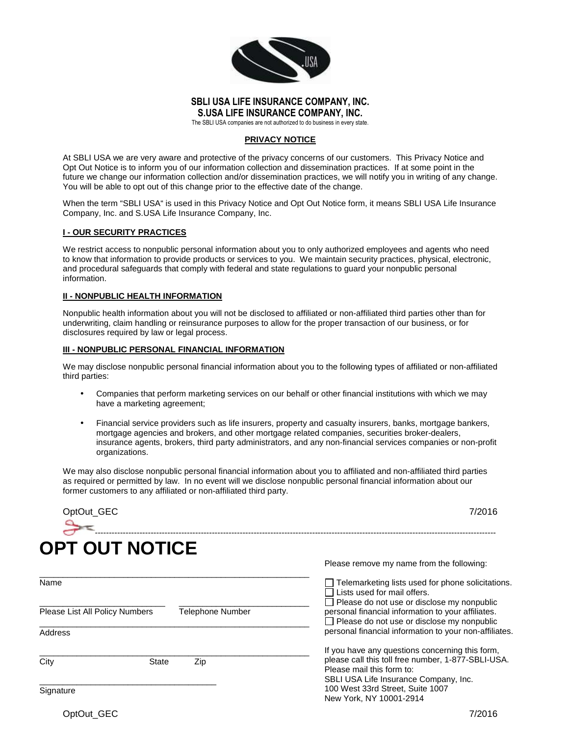**SBLI USA LIFE INSURANCE COMPANY, INC.**
**S.USA LIFE INSURANCE COMPANY, INC.**
The SBLI USA companies are not authorized to do business in every state.

## PRIVACY NOTICE

At SBLI USA we are very aware and protective of the privacy concerns of our customers. This Privacy Notice and Opt Out Notice is to inform you of our information collection and dissemination practices. If at some point in the future we change our information collection and/or dissemination practices, we will notify you in writing of any change. You will be able to opt out of this change prior to the effective date of the change.

When the term "SBLI USA" is used in this Privacy Notice and Opt Out Notice form, it means SBLI USA Life Insurance Company, Inc. and S.USA Life Insurance Company, Inc.

### I - OUR SECURITY PRACTICES

We restrict access to nonpublic personal information about you to only authorized employees and agents who need to know that information to provide products or services to you. We maintain security practices, physical, electronic, and procedural safeguards that comply with federal and state regulations to guard your nonpublic personal information.

### II - NONPUBLIC HEALTH INFORMATION

Nonpublic health information about you will not be disclosed to affiliated or non-affiliated third parties other than for underwriting, claim handling or reinsurance purposes to allow for the proper transaction of our business, or for disclosures required by law or legal process.

### III - NONPUBLIC PERSONAL FINANCIAL INFORMATION

We may disclose nonpublic personal financial information about you to the following types of affiliated or non-affiliated third parties:

- Companies that perform marketing services on our behalf or other financial institutions with which we may have a marketing agreement;
- Financial service providers such as life insurers, property and casualty insurers, banks, mortgage bankers, mortgage agencies and brokers, and other mortgage related companies, securities broker-dealers, insurance agents, brokers, third party administrators, and any non-financial services companies or non-profit organizations.

We may also disclose nonpublic personal financial information about you to affiliated and non-affiliated third parties as required or permitted by law. In no event will we disclose nonpublic personal financial information about our former customers to any affiliated or non-affiliated third party.

OptOut_GEC 7/2016

---

# OPT OUT NOTICE

\_\_\_\_\_\_\_\_\_\_\_\_\_\_\_\_\_\_\_\_\_\_\_\_\_\_\_\_\_\_\_\_\_\_\_\_\_\_\_\_\_\_\_\_
Name

\_\_\_\_\_\_\_\_\_\_\_\_\_\_\_\_\_\_\_\_\_\_ \_\_\_\_\_\_\_\_\_\_\_\_\_\_\_\_\_\_\_\_\_\_
Please List All Policy Numbers Telephone Number

\_\_\_\_\_\_\_\_\_\_\_\_\_\_\_\_\_\_\_\_\_\_\_\_\_\_\_\_\_\_\_\_\_\_\_\_\_\_\_\_\_\_\_\_
Address

\_\_\_\_\_\_\_\_\_\_\_\_\_\_\_\_\_\_\_\_\_\_\_\_\_\_\_\_\_\_\_\_\_\_\_\_\_\_\_\_\_\_\_\_
City State Zip

\_\_\_\_\_\_\_\_\_\_\_\_\_\_\_\_\_\_\_\_\_\_\_\_\_\_\_\_\_\_
Signature

Please remove my name from the following:

- ☐ Telemarketing lists used for phone solicitations.
- ☐ Lists used for mail offers.
- ☐ Please do not use or disclose my nonpublic personal financial information to your affiliates.
- ☐ Please do not use or disclose my nonpublic personal financial information to your non-affiliates.

If you have any questions concerning this form, please call this toll free number, 1-877-SBLI-USA.
Please mail this form to:
SBLI USA Life Insurance Company, Inc.
100 West 33rd Street, Suite 1007
New York, NY 10001-2914

OptOut_GEC 7/2016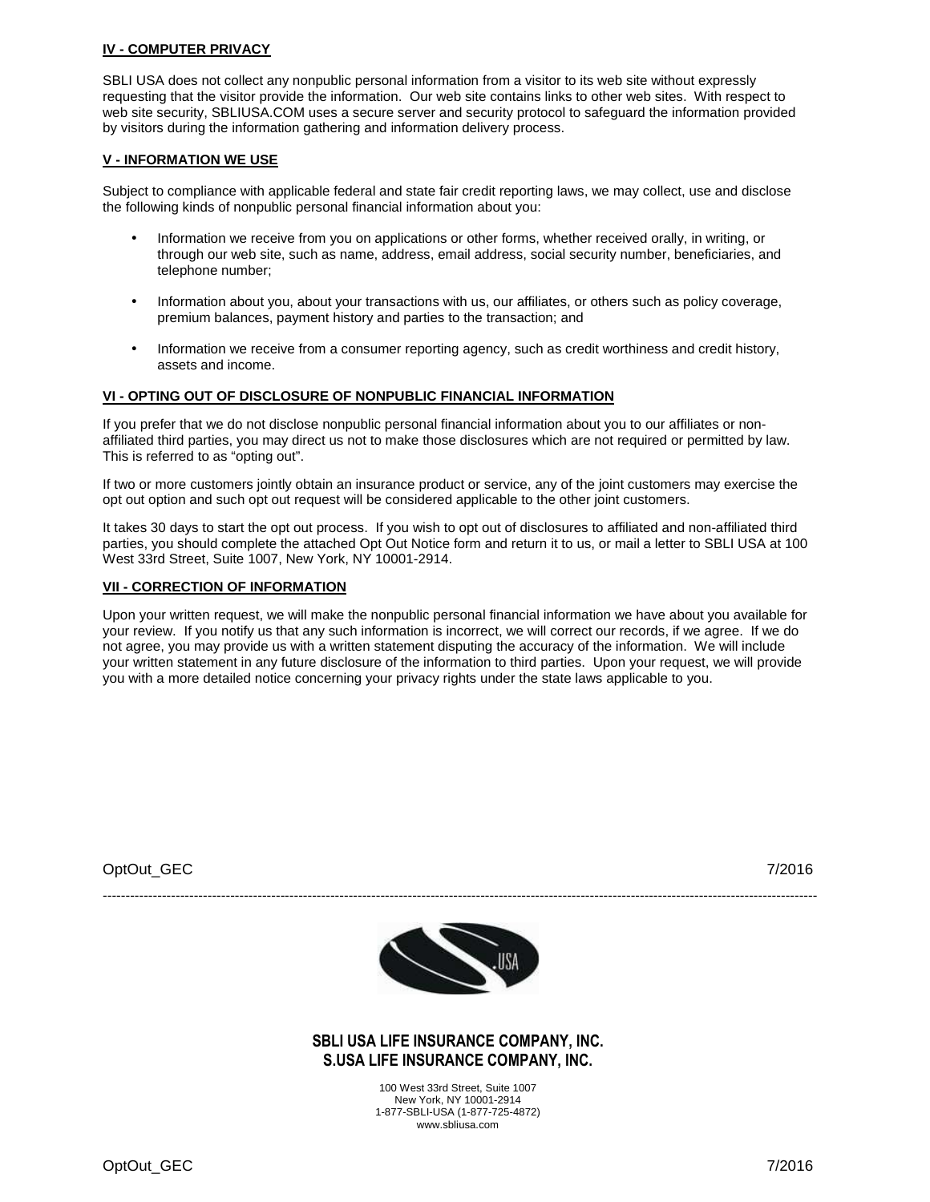### IV - COMPUTER PRIVACY

SBLI USA does not collect any nonpublic personal information from a visitor to its web site without expressly requesting that the visitor provide the information. Our web site contains links to other web sites. With respect to web site security, SBLIUSA.COM uses a secure server and security protocol to safeguard the information provided by visitors during the information gathering and information delivery process.

### V - INFORMATION WE USE

Subject to compliance with applicable federal and state fair credit reporting laws, we may collect, use and disclose the following kinds of nonpublic personal financial information about you:

- Information we receive from you on applications or other forms, whether received orally, in writing, or through our web site, such as name, address, email address, social security number, beneficiaries, and telephone number;
- Information about you, about your transactions with us, our affiliates, or others such as policy coverage, premium balances, payment history and parties to the transaction; and
- Information we receive from a consumer reporting agency, such as credit worthiness and credit history, assets and income.

### VI - OPTING OUT OF DISCLOSURE OF NONPUBLIC FINANCIAL INFORMATION

If you prefer that we do not disclose nonpublic personal financial information about you to our affiliates or non-affiliated third parties, you may direct us not to make those disclosures which are not required or permitted by law. This is referred to as "opting out".

If two or more customers jointly obtain an insurance product or service, any of the joint customers may exercise the opt out option and such opt out request will be considered applicable to the other joint customers.

It takes 30 days to start the opt out process. If you wish to opt out of disclosures to affiliated and non-affiliated third parties, you should complete the attached Opt Out Notice form and return it to us, or mail a letter to SBLI USA at 100 West 33rd Street, Suite 1007, New York, NY 10001-2914.

### VII - CORRECTION OF INFORMATION

Upon your written request, we will make the nonpublic personal financial information we have about you available for your review. If you notify us that any such information is incorrect, we will correct our records, if we agree. If we do not agree, you may provide us with a written statement disputing the accuracy of the information. We will include your written statement in any future disclosure of the information to third parties. Upon your request, we will provide you with a more detailed notice concerning your privacy rights under the state laws applicable to you.

OptOut_GEC 7/2016

---

**SBLI USA LIFE INSURANCE COMPANY, INC.**
**S.USA LIFE INSURANCE COMPANY, INC.**

100 West 33rd Street, Suite 1007
New York, NY 10001-2914
1-877-SBLI-USA (1-877-725-4872)
www.sbliusa.com